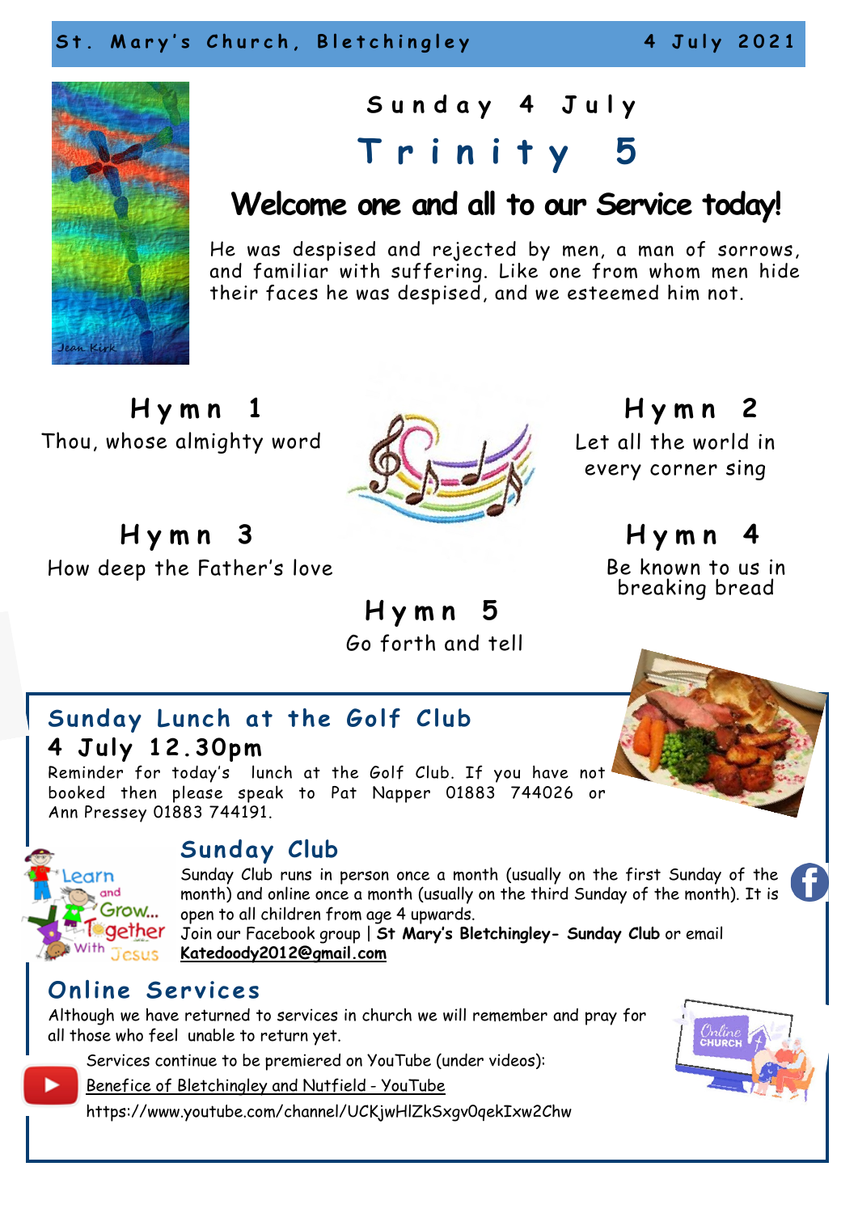St. Mary's Church, Bletchingley 4 July 2021

# Sunday 4 July

# Trinity 5

## Welcome one and all to our Service today!

He was despised and rejected by men, a man of sorrows, and familiar with suffering. Like one from whom men hide their faces he was despised, and we esteemed him not.

Jean Kirk

### Hymn 1
Thou, whose almighty word

### Hymn 2
Let all the world in every corner sing

### Hymn 3
How deep the Father's love

### Hymn 4
Be known to us in breaking bread

### Hymn 5
Go forth and tell

## Sunday Lunch at the Golf Club

**4 July 12.30pm**

Reminder for today's lunch at the Golf Club. If you have not booked then please speak to Pat Napper 01883 744026 or Ann Pressey 01883 744191.

## Sunday Club

Learn and Grow... Together With Jesus

Sunday Club runs in person once a month (usually on the first Sunday of the month) and online once a month (usually on the third Sunday of the month). It is open to all children from age 4 upwards.

Join our Facebook group | **St Mary's Bletchingley- Sunday Club** or email **Katedoody2012@gmail.com**

## Online Services

Although we have returned to services in church we will remember and pray for all those who feel unable to return yet.

Services continue to be premiered on YouTube (under videos):

Benefice of Bletchingley and Nutfield - YouTube

https://www.youtube.com/channel/UCKjwHlZkSxgv0qekIxw2Chw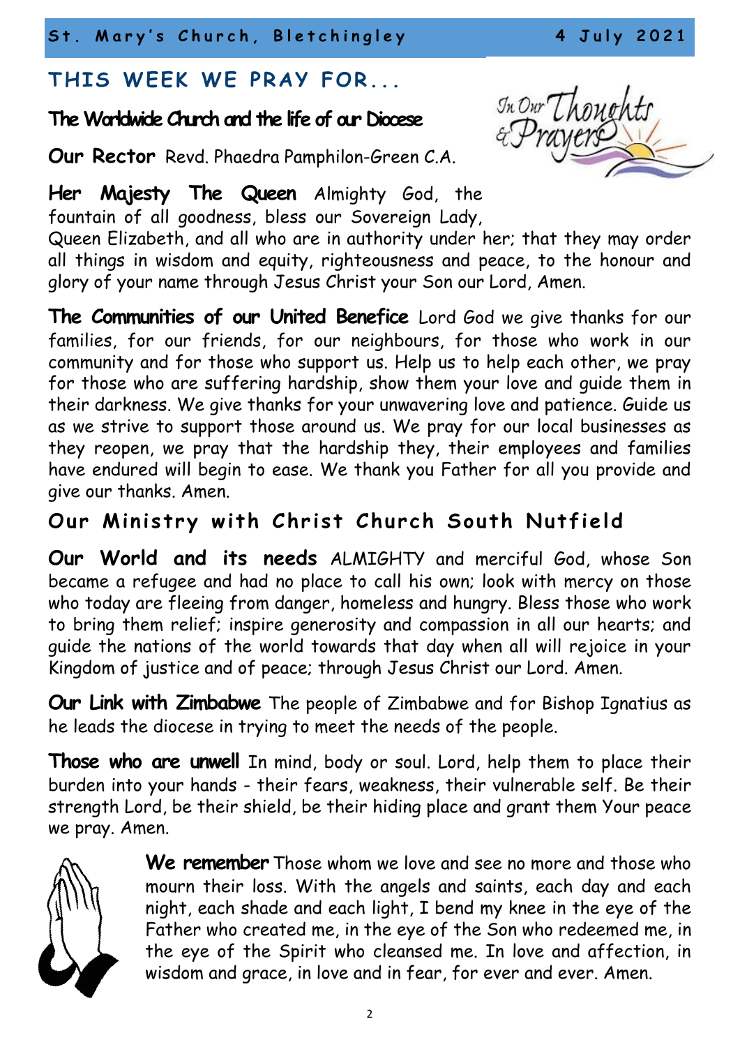## THIS WEEK WE PRAY FOR...

### The Worldwide Church and the life of our Diocese

**Our Rector** Revd. Phaedra Pamphilon-Green C.A.

**Her Majesty The Queen** Almighty God, the fountain of all goodness, bless our Sovereign Lady, Queen Elizabeth, and all who are in authority under her; that they may order all things in wisdom and equity, righteousness and peace, to the honour and glory of your name through Jesus Christ your Son our Lord, Amen.

**The Communities of our United Benefice** Lord God we give thanks for our families, for our friends, for our neighbours, for those who work in our community and for those who support us. Help us to help each other, we pray for those who are suffering hardship, show them your love and guide them in their darkness. We give thanks for your unwavering love and patience. Guide us as we strive to support those around us. We pray for our local businesses as they reopen, we pray that the hardship they, their employees and families have endured will begin to ease. We thank you Father for all you provide and give our thanks. Amen.

### Our Ministry with Christ Church South Nutfield

**Our World and its needs** ALMIGHTY and merciful God, whose Son became a refugee and had no place to call his own; look with mercy on those who today are fleeing from danger, homeless and hungry. Bless those who work to bring them relief; inspire generosity and compassion in all our hearts; and guide the nations of the world towards that day when all will rejoice in your Kingdom of justice and of peace; through Jesus Christ our Lord. Amen.

**Our Link with Zimbabwe** The people of Zimbabwe and for Bishop Ignatius as he leads the diocese in trying to meet the needs of the people.

**Those who are unwell** In mind, body or soul. Lord, help them to place their burden into your hands - their fears, weakness, their vulnerable self. Be their strength Lord, be their shield, be their hiding place and grant them Your peace we pray. Amen.

**We remember** Those whom we love and see no more and those who mourn their loss. With the angels and saints, each day and each night, each shade and each light, I bend my knee in the eye of the Father who created me, in the eye of the Son who redeemed me, in the eye of the Spirit who cleansed me. In love and affection, in wisdom and grace, in love and in fear, for ever and ever. Amen.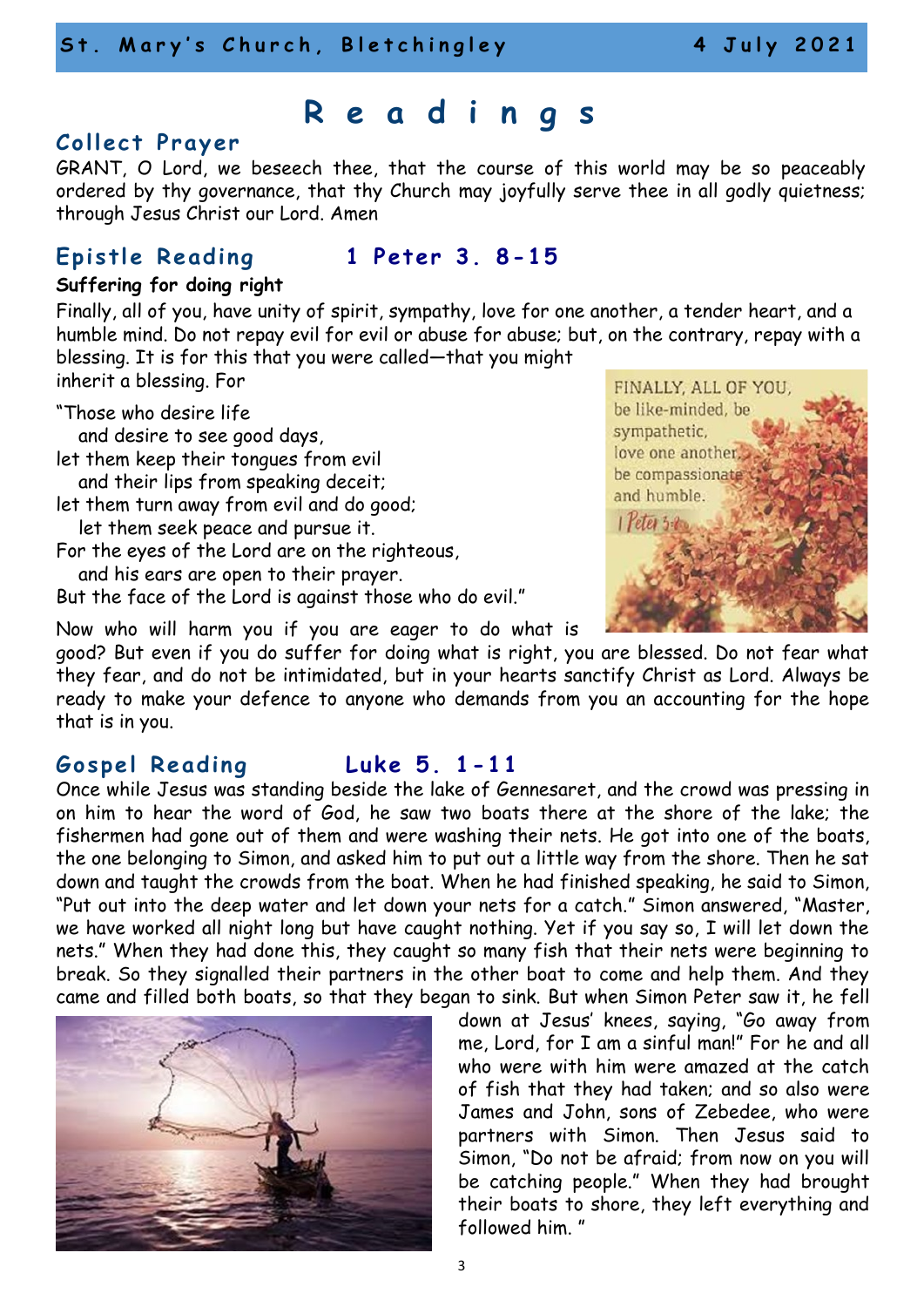# Readings

## Collect Prayer

GRANT, O Lord, we beseech thee, that the course of this world may be so peaceably ordered by thy governance, that thy Church may joyfully serve thee in all godly quietness; through Jesus Christ our Lord. Amen

## Epistle Reading 1 Peter 3. 8-15

**Suffering for doing right**

Finally, all of you, have unity of spirit, sympathy, love for one another, a tender heart, and a humble mind. Do not repay evil for evil or abuse for abuse; but, on the contrary, repay with a blessing. It is for this that you were called—that you might inherit a blessing. For

"Those who desire life
  and desire to see good days,
let them keep their tongues from evil
  and their lips from speaking deceit;
let them turn away from evil and do good;
  let them seek peace and pursue it.
For the eyes of the Lord are on the righteous,
  and his ears are open to their prayer.
But the face of the Lord is against those who do evil."

Now who will harm you if you are eager to do what is good? But even if you do suffer for doing what is right, you are blessed. Do not fear what they fear, and do not be intimidated, but in your hearts sanctify Christ as Lord. Always be ready to make your defence to anyone who demands from you an accounting for the hope that is in you.

## Gospel Reading Luke 5. 1-11

Once while Jesus was standing beside the lake of Gennesaret, and the crowd was pressing in on him to hear the word of God, he saw two boats there at the shore of the lake; the fishermen had gone out of them and were washing their nets. He got into one of the boats, the one belonging to Simon, and asked him to put out a little way from the shore. Then he sat down and taught the crowds from the boat. When he had finished speaking, he said to Simon, "Put out into the deep water and let down your nets for a catch." Simon answered, "Master, we have worked all night long but have caught nothing. Yet if you say so, I will let down the nets." When they had done this, they caught so many fish that their nets were beginning to break. So they signalled their partners in the other boat to come and help them. And they came and filled both boats, so that they began to sink. But when Simon Peter saw it, he fell down at Jesus' knees, saying, "Go away from me, Lord, for I am a sinful man!" For he and all who were with him were amazed at the catch of fish that they had taken; and so also were James and John, sons of Zebedee, who were partners with Simon. Then Jesus said to Simon, "Do not be afraid; from now on you will be catching people." When they had brought their boats to shore, they left everything and followed him. "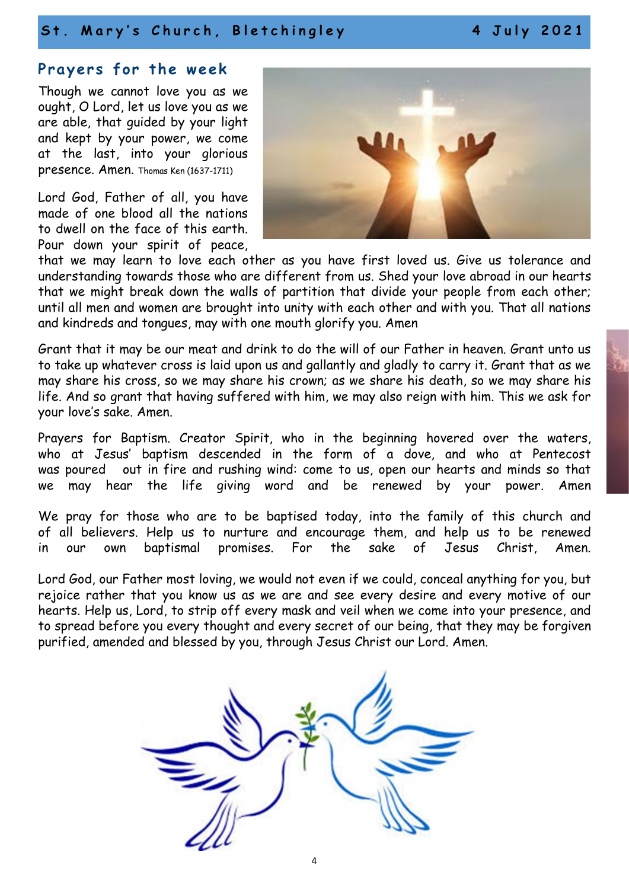## Prayers for the week

Though we cannot love you as we ought, O Lord, let us love you as we are able, that guided by your light and kept by your power, we come at the last, into your glorious presence. Amen. Thomas Ken (1637-1711)

Lord God, Father of all, you have made of one blood all the nations to dwell on the face of this earth. Pour down your spirit of peace, that we may learn to love each other as you have first loved us. Give us tolerance and understanding towards those who are different from us. Shed your love abroad in our hearts that we might break down the walls of partition that divide your people from each other; until all men and women are brought into unity with each other and with you. That all nations and kindreds and tongues, may with one mouth glorify you. Amen

Grant that it may be our meat and drink to do the will of our Father in heaven. Grant unto us to take up whatever cross is laid upon us and gallantly and gladly to carry it. Grant that as we may share his cross, so we may share his crown; as we share his death, so we may share his life. And so grant that having suffered with him, we may also reign with him. This we ask for your love's sake. Amen.

Prayers for Baptism. Creator Spirit, who in the beginning hovered over the waters, who at Jesus' baptism descended in the form of a dove, and who at Pentecost was poured out in fire and rushing wind: come to us, open our hearts and minds so that we may hear the life giving word and be renewed by your power. Amen

We pray for those who are to be baptised today, into the family of this church and of all believers. Help us to nurture and encourage them, and help us to be renewed in our own baptismal promises. For the sake of Jesus Christ, Amen.

Lord God, our Father most loving, we would not even if we could, conceal anything for you, but rejoice rather that you know us as we are and see every desire and every motive of our hearts. Help us, Lord, to strip off every mask and veil when we come into your presence, and to spread before you every thought and every secret of our being, that they may be forgiven purified, amended and blessed by you, through Jesus Christ our Lord. Amen.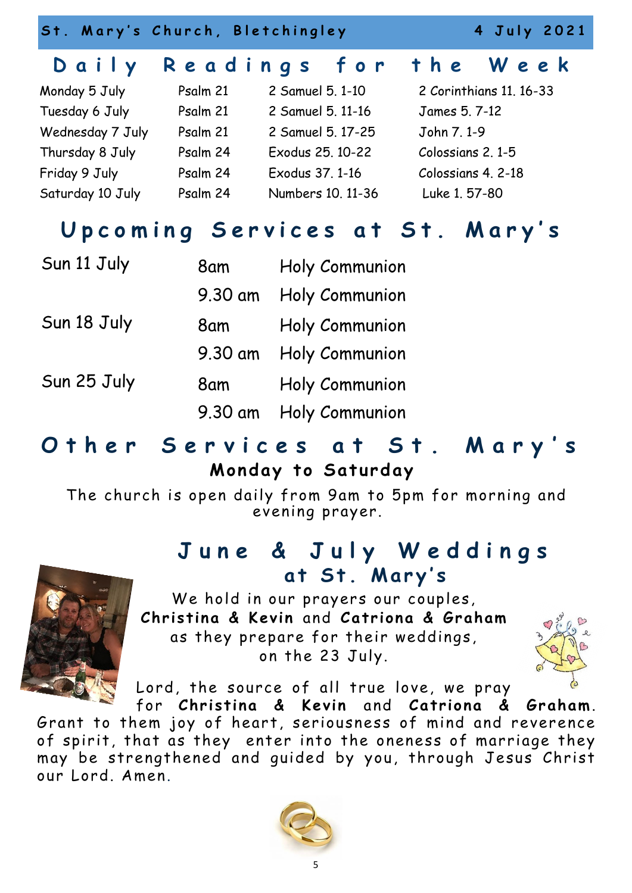## Daily Readings for the Week

| | | | |
|---|---|---|---|
| Monday 5 July | Psalm 21 | 2 Samuel 5. 1-10 | 2 Corinthians 11. 16-33 |
| Tuesday 6 July | Psalm 21 | 2 Samuel 5. 11-16 | James 5. 7-12 |
| Wednesday 7 July | Psalm 21 | 2 Samuel 5. 17-25 | John 7. 1-9 |
| Thursday 8 July | Psalm 24 | Exodus 25. 10-22 | Colossians 2. 1-5 |
| Friday 9 July | Psalm 24 | Exodus 37. 1-16 | Colossians 4. 2-18 |
| Saturday 10 July | Psalm 24 | Numbers 10. 11-36 | Luke 1. 57-80 |

## Upcoming Services at St. Mary's

| | | |
|---|---|---|
| Sun 11 July | 8am | Holy Communion |
| | 9.30 am | Holy Communion |
| Sun 18 July | 8am | Holy Communion |
| | 9.30 am | Holy Communion |
| Sun 25 July | 8am | Holy Communion |
| | 9.30 am | Holy Communion |

## Other Services at St. Mary's

**Monday to Saturday**

The church is open daily from 9am to 5pm for morning and evening prayer.

## June & July Weddings at St. Mary's

We hold in our prayers our couples, **Christina & Kevin** and **Catriona & Graham** as they prepare for their weddings, on the 23 July.

Lord, the source of all true love, we pray for **Christina & Kevin** and **Catriona & Graham**. Grant to them joy of heart, seriousness of mind and reverence of spirit, that as they enter into the oneness of marriage they may be strengthened and guided by you, through Jesus Christ our Lord. Amen.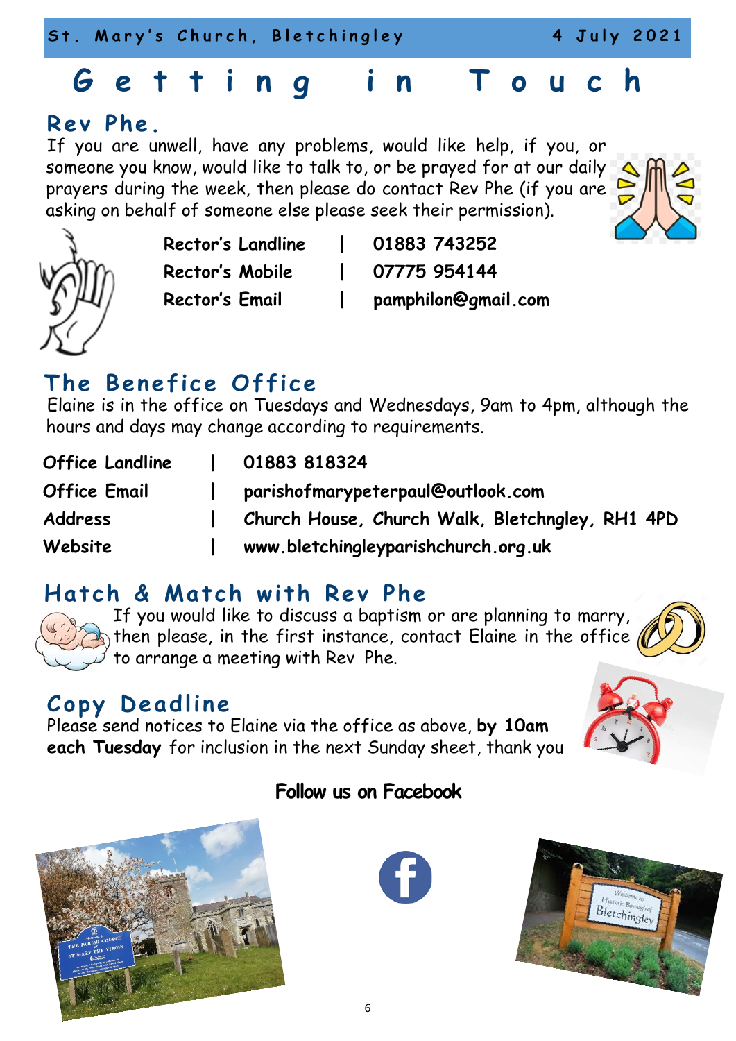# Getting in Touch

## Rev Phe.

If you are unwell, have any problems, would like help, if you, or someone you know, would like to talk to, or be prayed for at our daily prayers during the week, then please do contact Rev Phe (if you are asking on behalf of someone else please seek their permission).

| | | |
|---|---|---|
| **Rector's Landline** | \| | **01883 743252** |
| **Rector's Mobile** | \| | **07775 954144** |
| **Rector's Email** | \| | **pamphilon@gmail.com** |

## The Benefice Office

Elaine is in the office on Tuesdays and Wednesdays, 9am to 4pm, although the hours and days may change according to requirements.

| | | |
|---|---|---|
| **Office Landline** | \| | **01883 818324** |
| **Office Email** | \| | **parishofmarypeterpaul@outlook.com** |
| **Address** | \| | **Church House, Church Walk, Bletchngley, RH1 4PD** |
| **Website** | \| | **www.bletchingleyparishchurch.org.uk** |

## Hatch & Match with Rev Phe

If you would like to discuss a baptism or are planning to marry, then please, in the first instance, contact Elaine in the office to arrange a meeting with Rev Phe.

## Copy Deadline

Please send notices to Elaine via the office as above, **by 10am each Tuesday** for inclusion in the next Sunday sheet, thank you

**Follow us on Facebook**